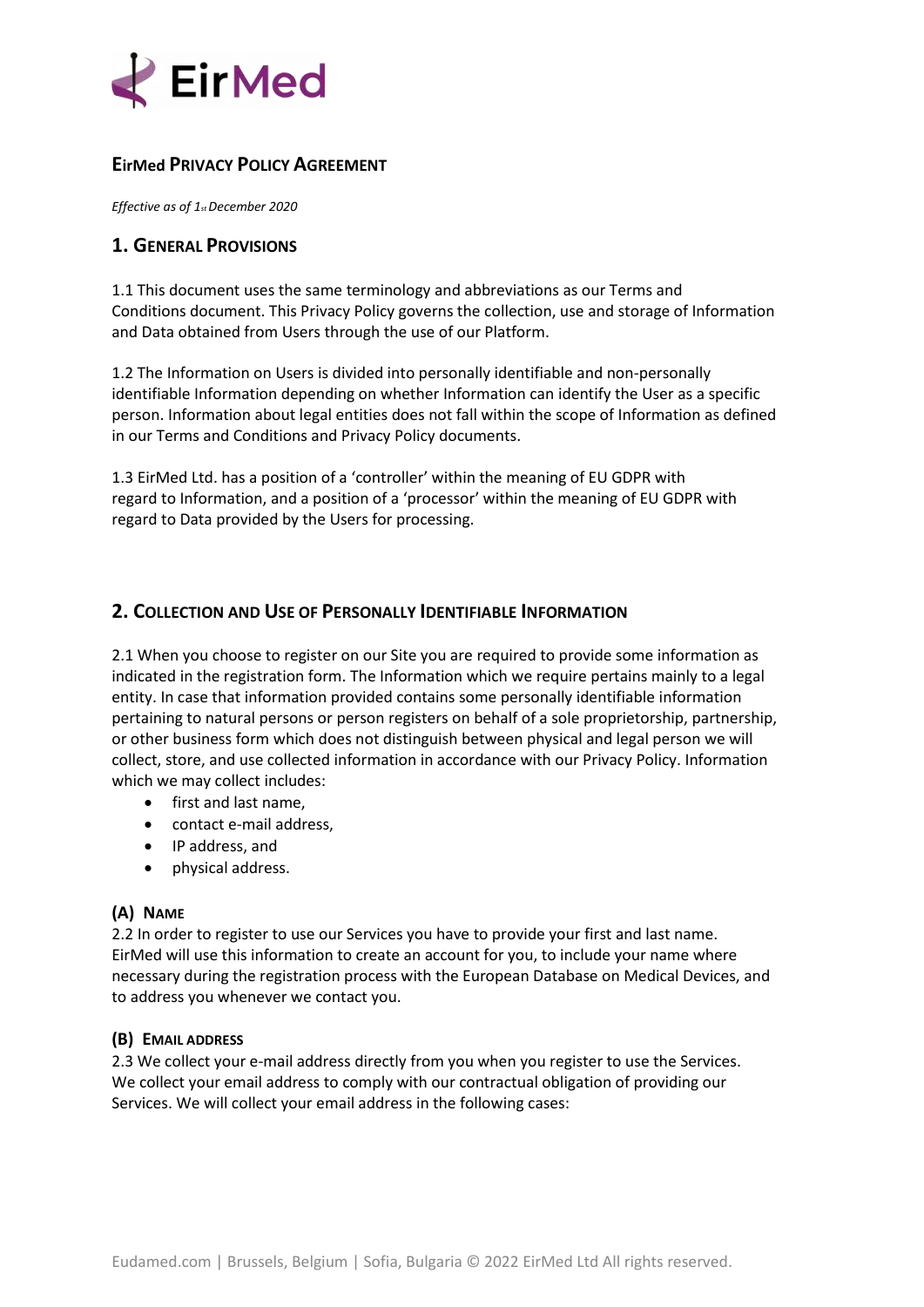EirMed

# EirMed Privacy Policy Agreement

*Effective as of 1st December 2020*

## 1. General Provisions

1.1 This document uses the same terminology and abbreviations as our Terms and Conditions document. This Privacy Policy governs the collection, use and storage of Information and Data obtained from Users through the use of our Platform.

1.2 The Information on Users is divided into personally identifiable and non-personally identifiable Information depending on whether Information can identify the User as a specific person. Information about legal entities does not fall within the scope of Information as defined in our Terms and Conditions and Privacy Policy documents.

1.3 EirMed Ltd. has a position of a 'controller' within the meaning of EU GDPR with regard to Information, and a position of a 'processor' within the meaning of EU GDPR with regard to Data provided by the Users for processing.

## 2. Collection and Use of Personally Identifiable Information

2.1 When you choose to register on our Site you are required to provide some information as indicated in the registration form. The Information which we require pertains mainly to a legal entity. In case that information provided contains some personally identifiable information pertaining to natural persons or person registers on behalf of a sole proprietorship, partnership, or other business form which does not distinguish between physical and legal person we will collect, store, and use collected information in accordance with our Privacy Policy. Information which we may collect includes:

- first and last name,
- contact e-mail address,
- IP address, and
- physical address.

### (A) Name

2.2 In order to register to use our Services you have to provide your first and last name. EirMed will use this information to create an account for you, to include your name where necessary during the registration process with the European Database on Medical Devices, and to address you whenever we contact you.

### (B) Email address

2.3 We collect your e-mail address directly from you when you register to use the Services. We collect your email address to comply with our contractual obligation of providing our Services. We will collect your email address in the following cases: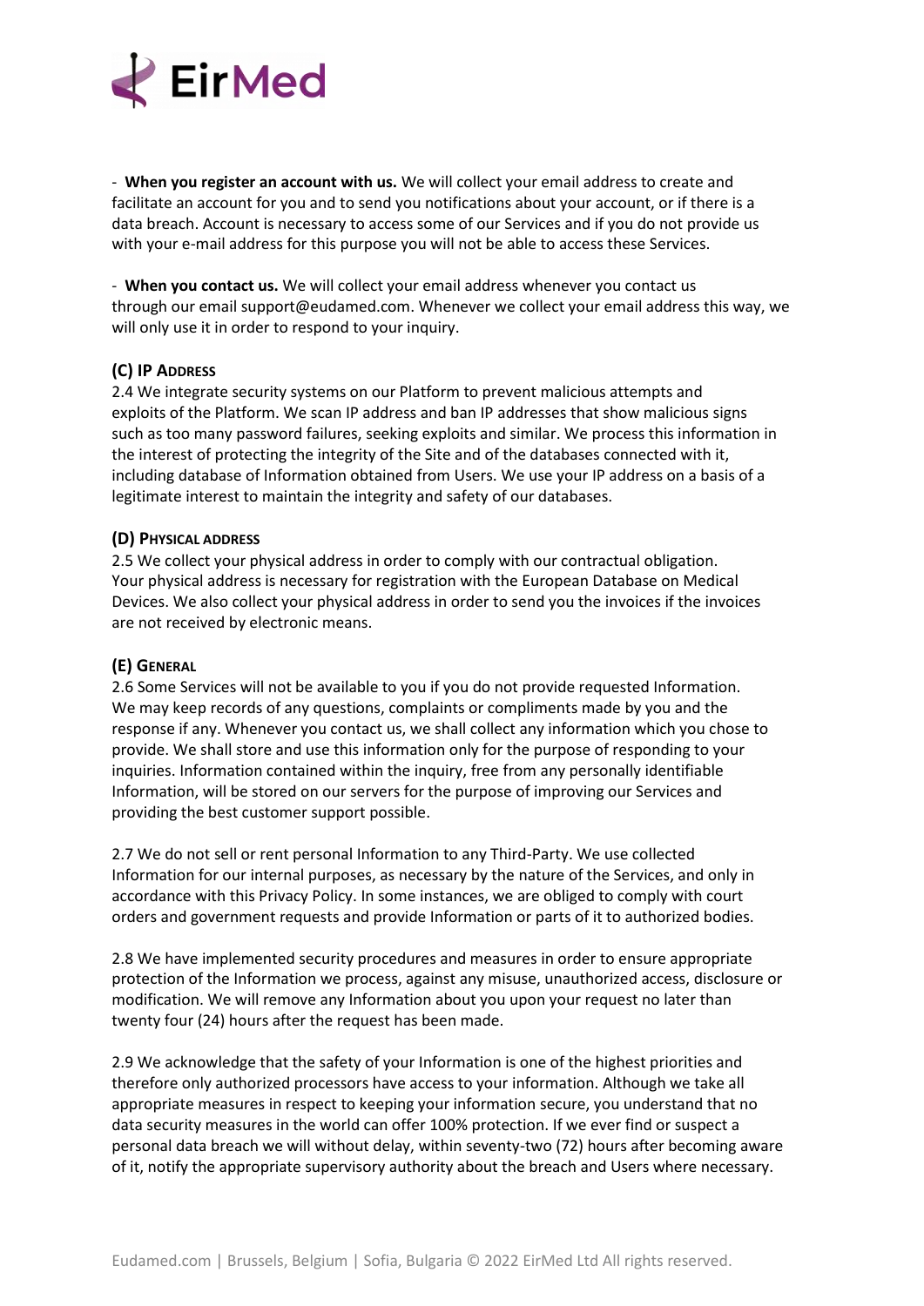- **When you register an account with us.** We will collect your email address to create and facilitate an account for you and to send you notifications about your account, or if there is a data breach. Account is necessary to access some of our Services and if you do not provide us with your e-mail address for this purpose you will not be able to access these Services.

- **When you contact us.** We will collect your email address whenever you contact us through our email support@eudamed.com. Whenever we collect your email address this way, we will only use it in order to respond to your inquiry.

### (C) IP Address

2.4 We integrate security systems on our Platform to prevent malicious attempts and exploits of the Platform. We scan IP address and ban IP addresses that show malicious signs such as too many password failures, seeking exploits and similar. We process this information in the interest of protecting the integrity of the Site and of the databases connected with it, including database of Information obtained from Users. We use your IP address on a basis of a legitimate interest to maintain the integrity and safety of our databases.

### (D) Physical address

2.5 We collect your physical address in order to comply with our contractual obligation. Your physical address is necessary for registration with the European Database on Medical Devices. We also collect your physical address in order to send you the invoices if the invoices are not received by electronic means.

### (E) General

2.6 Some Services will not be available to you if you do not provide requested Information. We may keep records of any questions, complaints or compliments made by you and the response if any. Whenever you contact us, we shall collect any information which you chose to provide. We shall store and use this information only for the purpose of responding to your inquiries. Information contained within the inquiry, free from any personally identifiable Information, will be stored on our servers for the purpose of improving our Services and providing the best customer support possible.

2.7 We do not sell or rent personal Information to any Third-Party. We use collected Information for our internal purposes, as necessary by the nature of the Services, and only in accordance with this Privacy Policy. In some instances, we are obliged to comply with court orders and government requests and provide Information or parts of it to authorized bodies.

2.8 We have implemented security procedures and measures in order to ensure appropriate protection of the Information we process, against any misuse, unauthorized access, disclosure or modification. We will remove any Information about you upon your request no later than twenty four (24) hours after the request has been made.

2.9 We acknowledge that the safety of your Information is one of the highest priorities and therefore only authorized processors have access to your information. Although we take all appropriate measures in respect to keeping your information secure, you understand that no data security measures in the world can offer 100% protection. If we ever find or suspect a personal data breach we will without delay, within seventy-two (72) hours after becoming aware of it, notify the appropriate supervisory authority about the breach and Users where necessary.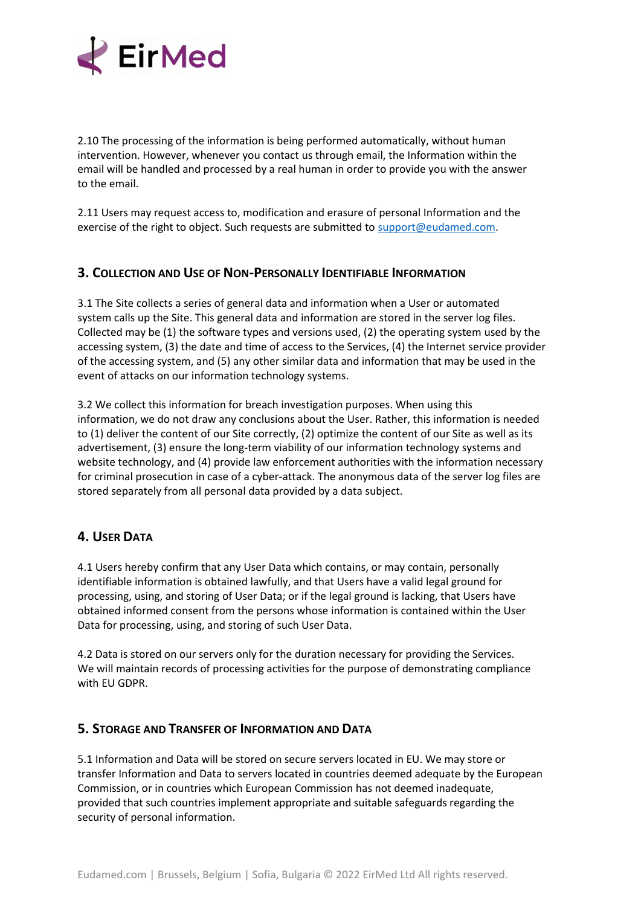2.10 The processing of the information is being performed automatically, without human intervention. However, whenever you contact us through email, the Information within the email will be handled and processed by a real human in order to provide you with the answer to the email.

2.11 Users may request access to, modification and erasure of personal Information and the exercise of the right to object. Such requests are submitted to support@eudamed.com.

## 3. Collection and Use of Non-Personally Identifiable Information

3.1 The Site collects a series of general data and information when a User or automated system calls up the Site. This general data and information are stored in the server log files. Collected may be (1) the software types and versions used, (2) the operating system used by the accessing system, (3) the date and time of access to the Services, (4) the Internet service provider of the accessing system, and (5) any other similar data and information that may be used in the event of attacks on our information technology systems.

3.2 We collect this information for breach investigation purposes. When using this information, we do not draw any conclusions about the User. Rather, this information is needed to (1) deliver the content of our Site correctly, (2) optimize the content of our Site as well as its advertisement, (3) ensure the long-term viability of our information technology systems and website technology, and (4) provide law enforcement authorities with the information necessary for criminal prosecution in case of a cyber-attack. The anonymous data of the server log files are stored separately from all personal data provided by a data subject.

## 4. User Data

4.1 Users hereby confirm that any User Data which contains, or may contain, personally identifiable information is obtained lawfully, and that Users have a valid legal ground for processing, using, and storing of User Data; or if the legal ground is lacking, that Users have obtained informed consent from the persons whose information is contained within the User Data for processing, using, and storing of such User Data.

4.2 Data is stored on our servers only for the duration necessary for providing the Services. We will maintain records of processing activities for the purpose of demonstrating compliance with EU GDPR.

## 5. Storage and Transfer of Information and Data

5.1 Information and Data will be stored on secure servers located in EU. We may store or transfer Information and Data to servers located in countries deemed adequate by the European Commission, or in countries which European Commission has not deemed inadequate, provided that such countries implement appropriate and suitable safeguards regarding the security of personal information.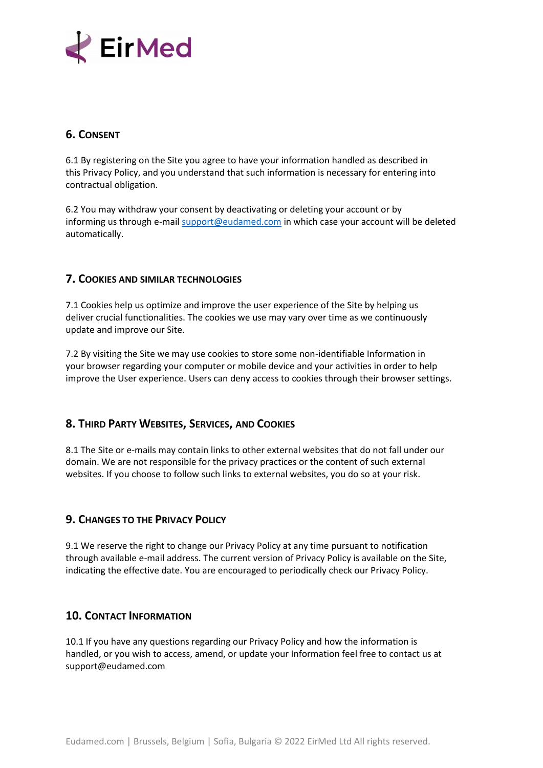## 6. Consent

6.1 By registering on the Site you agree to have your information handled as described in this Privacy Policy, and you understand that such information is necessary for entering into contractual obligation.

6.2 You may withdraw your consent by deactivating or deleting your account or by informing us through e-mail support@eudamed.com in which case your account will be deleted automatically.

## 7. Cookies and similar technologies

7.1 Cookies help us optimize and improve the user experience of the Site by helping us deliver crucial functionalities. The cookies we use may vary over time as we continuously update and improve our Site.

7.2 By visiting the Site we may use cookies to store some non-identifiable Information in your browser regarding your computer or mobile device and your activities in order to help improve the User experience. Users can deny access to cookies through their browser settings.

## 8. Third Party Websites, Services, and Cookies

8.1 The Site or e-mails may contain links to other external websites that do not fall under our domain. We are not responsible for the privacy practices or the content of such external websites. If you choose to follow such links to external websites, you do so at your risk.

## 9. Changes to the Privacy Policy

9.1 We reserve the right to change our Privacy Policy at any time pursuant to notification through available e-mail address. The current version of Privacy Policy is available on the Site, indicating the effective date. You are encouraged to periodically check our Privacy Policy.

## 10. Contact Information

10.1 If you have any questions regarding our Privacy Policy and how the information is handled, or you wish to access, amend, or update your Information feel free to contact us at support@eudamed.com